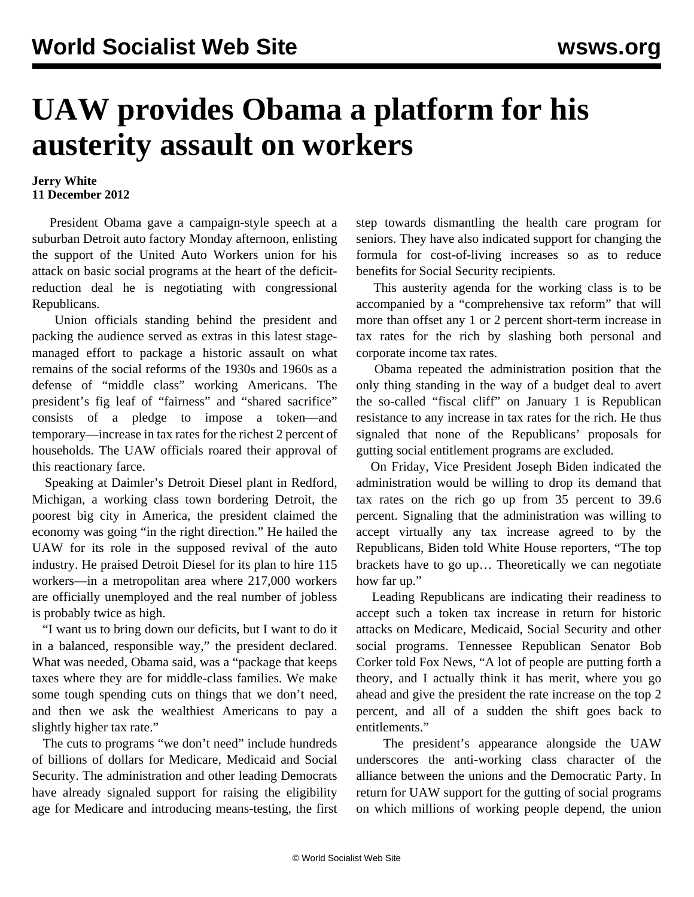# UAW provides Obama a platform for his austerity assault on workers

**Jerry White**
**11 December 2012**

President Obama gave a campaign-style speech at a suburban Detroit auto factory Monday afternoon, enlisting the support of the United Auto Workers union for his attack on basic social programs at the heart of the deficit-reduction deal he is negotiating with congressional Republicans.

Union officials standing behind the president and packing the audience served as extras in this latest stage-managed effort to package a historic assault on what remains of the social reforms of the 1930s and 1960s as a defense of "middle class" working Americans. The president's fig leaf of "fairness" and "shared sacrifice" consists of a pledge to impose a token—and temporary—increase in tax rates for the richest 2 percent of households. The UAW officials roared their approval of this reactionary farce.

Speaking at Daimler's Detroit Diesel plant in Redford, Michigan, a working class town bordering Detroit, the poorest big city in America, the president claimed the economy was going "in the right direction." He hailed the UAW for its role in the supposed revival of the auto industry. He praised Detroit Diesel for its plan to hire 115 workers—in a metropolitan area where 217,000 workers are officially unemployed and the real number of jobless is probably twice as high.

"I want us to bring down our deficits, but I want to do it in a balanced, responsible way," the president declared. What was needed, Obama said, was a "package that keeps taxes where they are for middle-class families. We make some tough spending cuts on things that we don't need, and then we ask the wealthiest Americans to pay a slightly higher tax rate."

The cuts to programs "we don't need" include hundreds of billions of dollars for Medicare, Medicaid and Social Security. The administration and other leading Democrats have already signaled support for raising the eligibility age for Medicare and introducing means-testing, the first step towards dismantling the health care program for seniors. They have also indicated support for changing the formula for cost-of-living increases so as to reduce benefits for Social Security recipients.

This austerity agenda for the working class is to be accompanied by a "comprehensive tax reform" that will more than offset any 1 or 2 percent short-term increase in tax rates for the rich by slashing both personal and corporate income tax rates.

Obama repeated the administration position that the only thing standing in the way of a budget deal to avert the so-called "fiscal cliff" on January 1 is Republican resistance to any increase in tax rates for the rich. He thus signaled that none of the Republicans' proposals for gutting social entitlement programs are excluded.

On Friday, Vice President Joseph Biden indicated the administration would be willing to drop its demand that tax rates on the rich go up from 35 percent to 39.6 percent. Signaling that the administration was willing to accept virtually any tax increase agreed to by the Republicans, Biden told White House reporters, "The top brackets have to go up… Theoretically we can negotiate how far up."

Leading Republicans are indicating their readiness to accept such a token tax increase in return for historic attacks on Medicare, Medicaid, Social Security and other social programs. Tennessee Republican Senator Bob Corker told Fox News, "A lot of people are putting forth a theory, and I actually think it has merit, where you go ahead and give the president the rate increase on the top 2 percent, and all of a sudden the shift goes back to entitlements."

The president's appearance alongside the UAW underscores the anti-working class character of the alliance between the unions and the Democratic Party. In return for UAW support for the gutting of social programs on which millions of working people depend, the union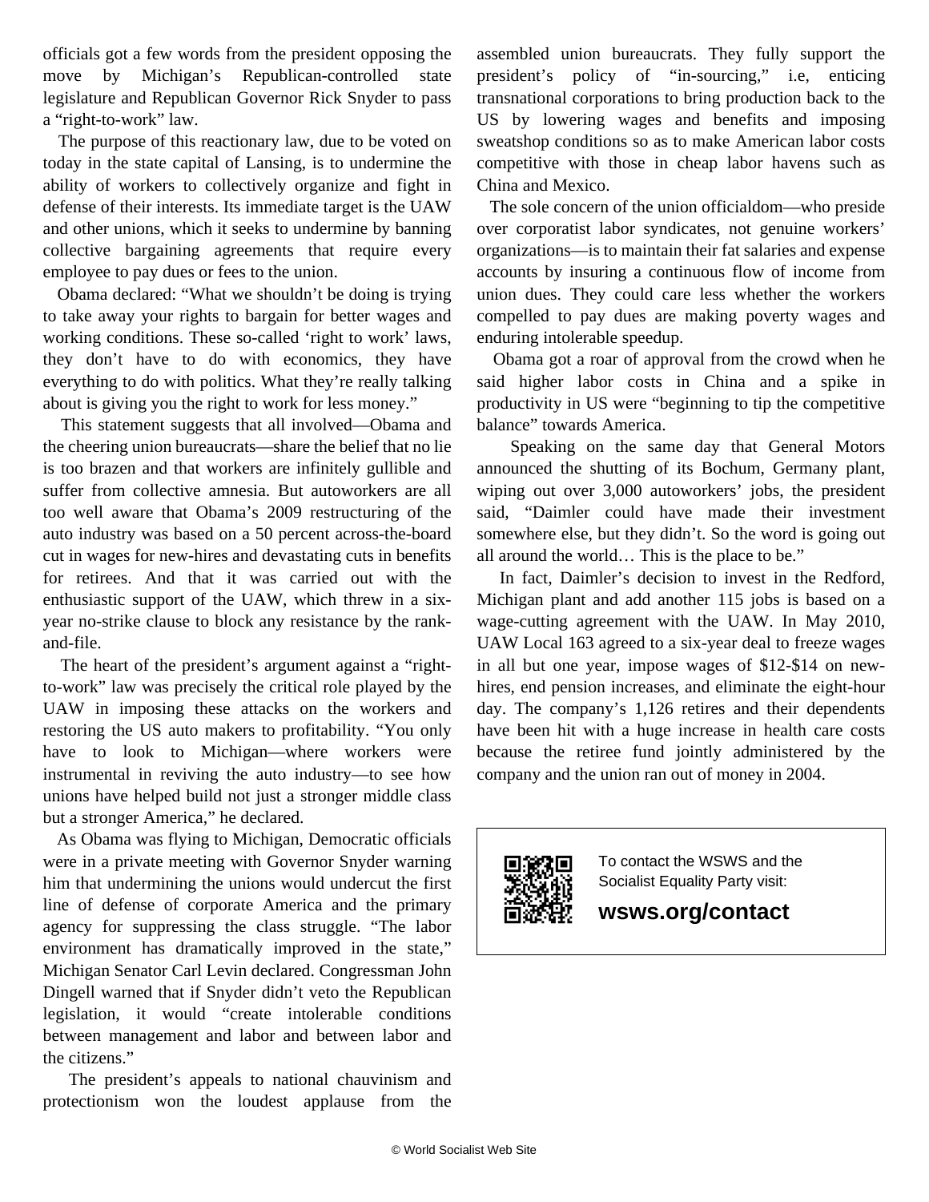officials got a few words from the president opposing the move by Michigan's Republican-controlled state legislature and Republican Governor Rick Snyder to pass a "right-to-work" law.

The purpose of this reactionary law, due to be voted on today in the state capital of Lansing, is to undermine the ability of workers to collectively organize and fight in defense of their interests. Its immediate target is the UAW and other unions, which it seeks to undermine by banning collective bargaining agreements that require every employee to pay dues or fees to the union.

Obama declared: "What we shouldn't be doing is trying to take away your rights to bargain for better wages and working conditions. These so-called 'right to work' laws, they don't have to do with economics, they have everything to do with politics. What they're really talking about is giving you the right to work for less money."

This statement suggests that all involved—Obama and the cheering union bureaucrats—share the belief that no lie is too brazen and that workers are infinitely gullible and suffer from collective amnesia. But autoworkers are all too well aware that Obama's 2009 restructuring of the auto industry was based on a 50 percent across-the-board cut in wages for new-hires and devastating cuts in benefits for retirees. And that it was carried out with the enthusiastic support of the UAW, which threw in a six-year no-strike clause to block any resistance by the rank-and-file.

The heart of the president's argument against a "right-to-work" law was precisely the critical role played by the UAW in imposing these attacks on the workers and restoring the US auto makers to profitability. "You only have to look to Michigan—where workers were instrumental in reviving the auto industry—to see how unions have helped build not just a stronger middle class but a stronger America," he declared.

As Obama was flying to Michigan, Democratic officials were in a private meeting with Governor Snyder warning him that undermining the unions would undercut the first line of defense of corporate America and the primary agency for suppressing the class struggle. "The labor environment has dramatically improved in the state," Michigan Senator Carl Levin declared. Congressman John Dingell warned that if Snyder didn't veto the Republican legislation, it would "create intolerable conditions between management and labor and between labor and the citizens."

The president's appeals to national chauvinism and protectionism won the loudest applause from the assembled union bureaucrats. They fully support the president's policy of "in-sourcing," i.e, enticing transnational corporations to bring production back to the US by lowering wages and benefits and imposing sweatshop conditions so as to make American labor costs competitive with those in cheap labor havens such as China and Mexico.

The sole concern of the union officialdom—who preside over corporatist labor syndicates, not genuine workers' organizations—is to maintain their fat salaries and expense accounts by insuring a continuous flow of income from union dues. They could care less whether the workers compelled to pay dues are making poverty wages and enduring intolerable speedup.

Obama got a roar of approval from the crowd when he said higher labor costs in China and a spike in productivity in US were "beginning to tip the competitive balance" towards America.

Speaking on the same day that General Motors announced the shutting of its Bochum, Germany plant, wiping out over 3,000 autoworkers' jobs, the president said, "Daimler could have made their investment somewhere else, but they didn't. So the word is going out all around the world… This is the place to be."

In fact, Daimler's decision to invest in the Redford, Michigan plant and add another 115 jobs is based on a wage-cutting agreement with the UAW. In May 2010, UAW Local 163 agreed to a six-year deal to freeze wages in all but one year, impose wages of $12-$14 on new-hires, end pension increases, and eliminate the eight-hour day. The company's 1,126 retires and their dependents have been hit with a huge increase in health care costs because the retiree fund jointly administered by the company and the union ran out of money in 2004.

To contact the WSWS and the Socialist Equality Party visit:

**wsws.org/contact**